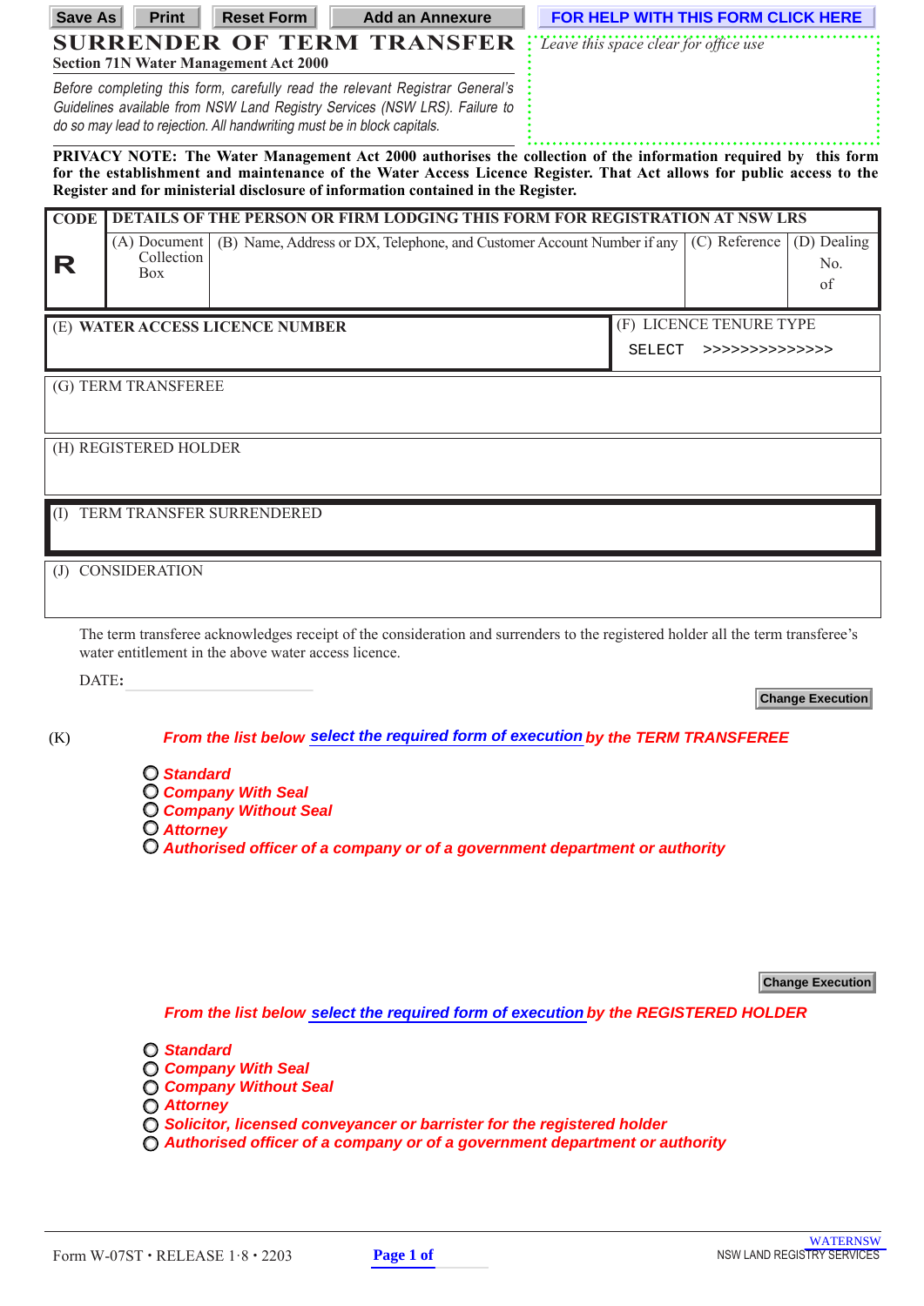Save As | Print | Reset Form | Add an Annexure | FOR HELP WITH THIS FORM CLICK HERE

# SURRENDER OF TERM TRANSFER

**Section 71N Water Management Act 2000**

*Before completing this form, carefully read the relevant Registrar General's Guidelines available from NSW Land Registry Services (NSW LRS). Failure to do so may lead to rejection. All handwriting must be in block capitals.*

*Leave this space clear for office use*

**PRIVACY NOTE: The Water Management Act 2000 authorises the collection of the information required by this form for the establishment and maintenance of the Water Access Licence Register. That Act allows for public access to the Register and for ministerial disclosure of information contained in the Register.**

| CODE | DETAILS OF THE PERSON OR FIRM LODGING THIS FORM FOR REGISTRATION AT NSW LRS | | | |
|---|---|---|---|---|
| **R** | (A) Document Collection Box | (B) Name, Address or DX, Telephone, and Customer Account Number if any | (C) Reference | (D) Dealing No. of |

| (E) **WATER ACCESS LICENCE NUMBER** | (F) LICENCE TENURE TYPE |
|---|---|
| | SELECT >>>>>>>>>>>>>> |

(G) TERM TRANSFEREE

(H) REGISTERED HOLDER

(I) TERM TRANSFER SURRENDERED

(J) CONSIDERATION

The term transferee acknowledges receipt of the consideration and surrenders to the registered holder all the term transferee's water entitlement in the above water access licence.

DATE:

Change Execution

(K) *From the list below* ***select the required form of execution*** *by the TERM TRANSFEREE*

- *Standard*
- *Company With Seal*
- *Company Without Seal*
- *Attorney*
- *Authorised officer of a company or of a government department or authority*

Change Execution

*From the list below* ***select the required form of execution*** *by the REGISTERED HOLDER*

- *Standard*
- *Company With Seal*
- *Company Without Seal*
- *Attorney*
- *Solicitor, licensed conveyancer or barrister for the registered holder*
- *Authorised officer of a company or of a government department or authority*

Form W-07ST • RELEASE 1·8 • 2203

WATERNSW
NSW LAND REGISTRY SERVICES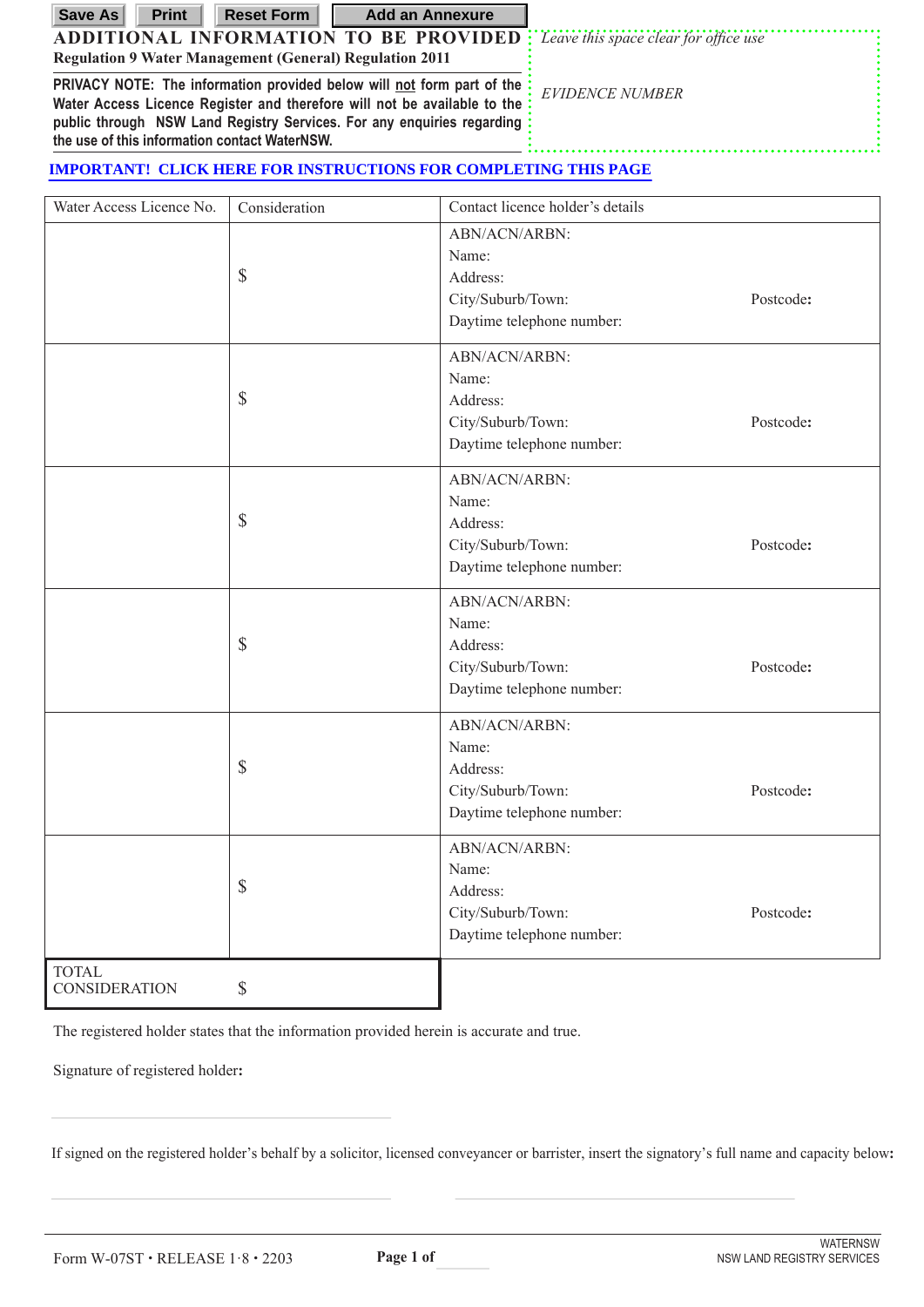Save As | Print | Reset Form | Add an Annexure

# ADDITIONAL INFORMATION TO BE PROVIDED

**Regulation 9 Water Management (General) Regulation 2011**

**PRIVACY NOTE: The information provided below will not form part of the Water Access Licence Register and therefore will not be available to the public through NSW Land Registry Services. For any enquiries regarding the use of this information contact WaterNSW.**

*Leave this space clear for office use*

*EVIDENCE NUMBER*

**IMPORTANT! CLICK HERE FOR INSTRUCTIONS FOR COMPLETING THIS PAGE**

| Water Access Licence No. | Consideration | Contact licence holder's details |
|---|---|---|
| | $ | ABN/ACN/ARBN:<br>Name:<br>Address:<br>City/Suburb/Town: Postcode:<br>Daytime telephone number: |
| | $ | ABN/ACN/ARBN:<br>Name:<br>Address:<br>City/Suburb/Town: Postcode:<br>Daytime telephone number: |
| | $ | ABN/ACN/ARBN:<br>Name:<br>Address:<br>City/Suburb/Town: Postcode:<br>Daytime telephone number: |
| | $ | ABN/ACN/ARBN:<br>Name:<br>Address:<br>City/Suburb/Town: Postcode:<br>Daytime telephone number: |
| | $ | ABN/ACN/ARBN:<br>Name:<br>Address:<br>City/Suburb/Town: Postcode:<br>Daytime telephone number: |
| | $ | ABN/ACN/ARBN:<br>Name:<br>Address:<br>City/Suburb/Town: Postcode:<br>Daytime telephone number: |
| TOTAL CONSIDERATION | $ | |

The registered holder states that the information provided herein is accurate and true.

Signature of registered holder**:**

If signed on the registered holder's behalf by a solicitor, licensed conveyancer or barrister, insert the signatory's full name and capacity below**:**

Form W-07ST • RELEASE 1·8 • 2203

WATERNSW
NSW LAND REGISTRY SERVICES